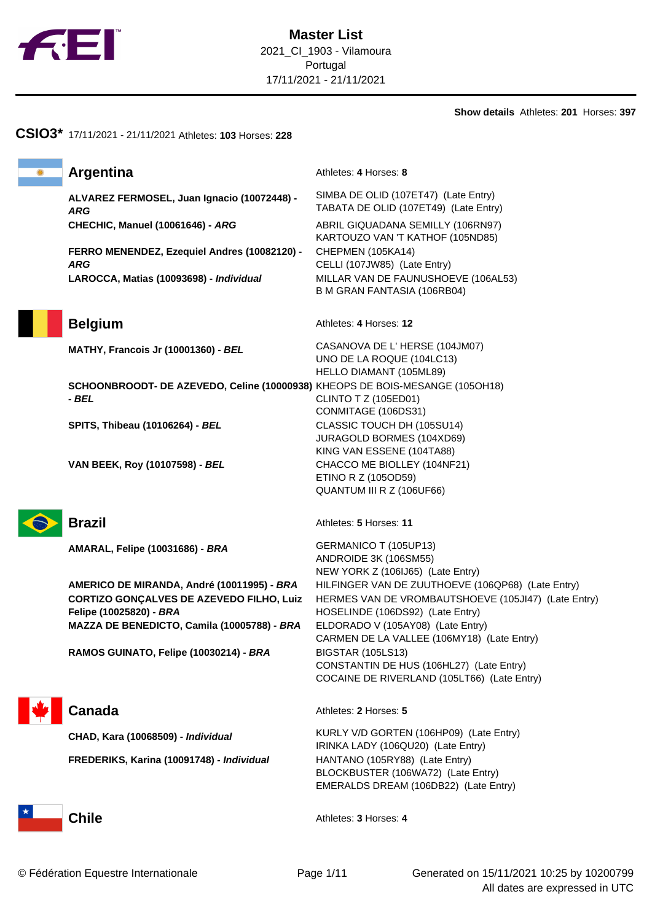# Master List

2021_CI_1903 - Vilamoura
Portugal
17/11/2021 - 21/11/2021

**Show details** Athletes: **201** Horses: **397**

## CSIO3* 17/11/2021 - 21/11/2021 Athletes: **103** Horses: **228**

### Argentina

Athletes: **4** Horses: **8**

| Athlete | Horses |
| --- | --- |
| **ALVAREZ FERMOSEL, Juan Ignacio (10072448) - *ARG*** | SIMBA DE OLID (107ET47) (Late Entry)<br>TABATA DE OLID (107ET49) (Late Entry) |
| **CHECHIC, Manuel (10061646) - *ARG*** | ABRIL GIQUADANA SEMILLY (106RN97)<br>KARTOUZO VAN 'T KATHOF (105ND85) |
| **FERRO MENENDEZ, Ezequiel Andres (10082120) - *ARG*** | CHEPMEN (105KA14)<br>CELLI (107JW85) (Late Entry) |
| **LAROCCA, Matias (10093698) - *Individual*** | MILLAR VAN DE FAUNUSHOEVE (106AL53)<br>B M GRAN FANTASIA (106RB04) |

### Belgium

Athletes: **4** Horses: **12**

| Athlete | Horses |
| --- | --- |
| **MATHY, Francois Jr (10001360) - *BEL*** | CASANOVA DE L' HERSE (104JM07)<br>UNO DE LA ROQUE (104LC13)<br>HELLO DIAMANT (105ML89) |
| **SCHOONBROODT- DE AZEVEDO, Celine (10000938) - *BEL*** | KHEOPS DE BOIS-MESANGE (105OH18)<br>CLINTO T Z (105ED01)<br>CONMITAGE (106DS31) |
| **SPITS, Thibeau (10106264) - *BEL*** | CLASSIC TOUCH DH (105SU14)<br>JURAGOLD BORMES (104XD69)<br>KING VAN ESSENE (104TA88) |
| **VAN BEEK, Roy (10107598) - *BEL*** | CHACCO ME BIOLLEY (104NF21)<br>ETINO R Z (105OD59)<br>QUANTUM III R Z (106UF66) |

### Brazil

Athletes: **5** Horses: **11**

| Athlete | Horses |
| --- | --- |
| **AMARAL, Felipe (10031686) - *BRA*** | GERMANICO T (105UP13)<br>ANDROIDE 3K (106SM55)<br>NEW YORK Z (106IJ65) (Late Entry) |
| **AMERICO DE MIRANDA, André (10011995) - *BRA*** | HILFINGER VAN DE ZUUTHOEVE (106QP68) (Late Entry) |
| **CORTIZO GONÇALVES DE AZEVEDO FILHO, Luiz Felipe (10025820) - *BRA*** | HERMES VAN DE VROMBAUTSHOEVE (105JI47) (Late Entry)<br>HOSELINDE (106DS92) (Late Entry) |
| **MAZZA DE BENEDICTO, Camila (10005788) - *BRA*** | ELDORADO V (105AY08) (Late Entry)<br>CARMEN DE LA VALLEE (106MY18) (Late Entry) |
| **RAMOS GUINATO, Felipe (10030214) - *BRA*** | BIGSTAR (105LS13)<br>CONSTANTIN DE HUS (106HL27) (Late Entry)<br>COCAINE DE RIVERLAND (105LT66) (Late Entry) |

### Canada

Athletes: **2** Horses: **5**

| Athlete | Horses |
| --- | --- |
| **CHAD, Kara (10068509) - *Individual*** | KURLY V/D GORTEN (106HP09) (Late Entry)<br>IRINKA LADY (106QU20) (Late Entry) |
| **FREDERIKS, Karina (10091748) - *Individual*** | HANTANO (105RY88) (Late Entry)<br>BLOCKBUSTER (106WA72) (Late Entry)<br>EMERALDS DREAM (106DB22) (Late Entry) |

### Chile

Athletes: **3** Horses: **4**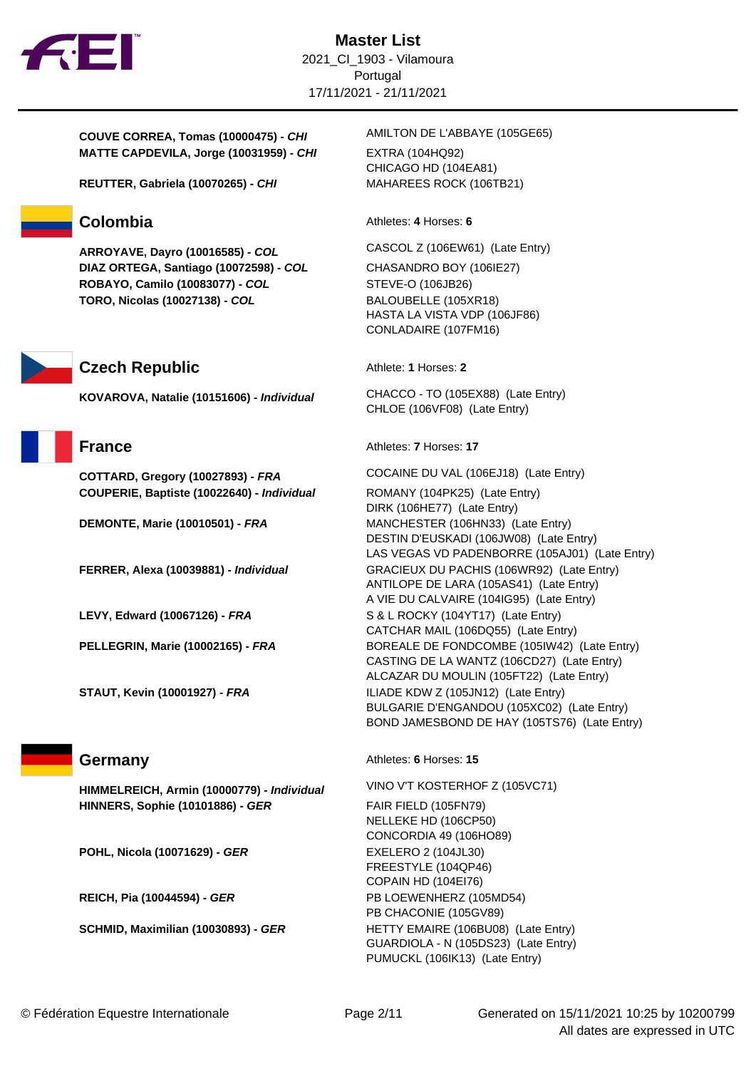# Master List

2021_CI_1903 - Vilamoura
Portugal
17/11/2021 - 21/11/2021

| Athlete | Horses |
|---|---|
| **COUVE CORREA, Tomas (10000475) - *CHI*** | AMILTON DE L'ABBAYE (105GE65) |
| **MATTE CAPDEVILA, Jorge (10031959) - *CHI*** | EXTRA (104HQ92)<br>CHICAGO HD (104EA81) |
| **REUTTER, Gabriela (10070265) - *CHI*** | MAHAREES ROCK (106TB21) |

## Colombia

Athletes: **4** Horses: **6**

| Athlete | Horses |
|---|---|
| **ARROYAVE, Dayro (10016585) - *COL*** | CASCOL Z (106EW61) (Late Entry) |
| **DIAZ ORTEGA, Santiago (10072598) - *COL*** | CHASANDRO BOY (106IE27) |
| **ROBAYO, Camilo (10083077) - *COL*** | STEVE-O (106JB26) |
| **TORO, Nicolas (10027138) - *COL*** | BALOUBELLE (105XR18)<br>HASTA LA VISTA VDP (106JF86)<br>CONLADAIRE (107FM16) |

## Czech Republic

Athlete: **1** Horses: **2**

| Athlete | Horses |
|---|---|
| **KOVAROVA, Natalie (10151606) - *Individual*** | CHACCO - TO (105EX88) (Late Entry)<br>CHLOE (106VF08) (Late Entry) |

## France

Athletes: **7** Horses: **17**

| Athlete | Horses |
|---|---|
| **COTTARD, Gregory (10027893) - *FRA*** | COCAINE DU VAL (106EJ18) (Late Entry) |
| **COUPERIE, Baptiste (10022640) - *Individual*** | ROMANY (104PK25) (Late Entry)<br>DIRK (106HE77) (Late Entry) |
| **DEMONTE, Marie (10010501) - *FRA*** | MANCHESTER (106HN33) (Late Entry)<br>DESTIN D'EUSKADI (106JW08) (Late Entry)<br>LAS VEGAS VD PADENBORRE (105AJ01) (Late Entry) |
| **FERRER, Alexa (10039881) - *Individual*** | GRACIEUX DU PACHIS (106WR92) (Late Entry)<br>ANTILOPE DE LARA (105AS41) (Late Entry)<br>A VIE DU CALVAIRE (104IG95) (Late Entry) |
| **LEVY, Edward (10067126) - *FRA*** | S & L ROCKY (104YT17) (Late Entry)<br>CATCHAR MAIL (106DQ55) (Late Entry) |
| **PELLEGRIN, Marie (10002165) - *FRA*** | BOREALE DE FONDCOMBE (105IW42) (Late Entry)<br>CASTING DE LA WANTZ (106CD27) (Late Entry)<br>ALCAZAR DU MOULIN (105FT22) (Late Entry) |
| **STAUT, Kevin (10001927) - *FRA*** | ILIADE KDW Z (105JN12) (Late Entry)<br>BULGARIE D'ENGANDOU (105XC02) (Late Entry)<br>BOND JAMESBOND DE HAY (105TS76) (Late Entry) |

## Germany

Athletes: **6** Horses: **15**

| Athlete | Horses |
|---|---|
| **HIMMELREICH, Armin (10000779) - *Individual*** | VINO V'T KOSTERHOF Z (105VC71) |
| **HINNERS, Sophie (10101886) - *GER*** | FAIR FIELD (105FN79)<br>NELLEKE HD (106CP50)<br>CONCORDIA 49 (106HO89) |
| **POHL, Nicola (10071629) - *GER*** | EXELERO 2 (104JL30)<br>FREESTYLE (104QP46)<br>COPAIN HD (104EI76) |
| **REICH, Pia (10044594) - *GER*** | PB LOEWENHERZ (105MD54)<br>PB CHACONIE (105GV89) |
| **SCHMID, Maximilian (10030893) - *GER*** | HETTY EMAIRE (106BU08) (Late Entry)<br>GUARDIOLA - N (105DS23) (Late Entry)<br>PUMUCKL (106IK13) (Late Entry) |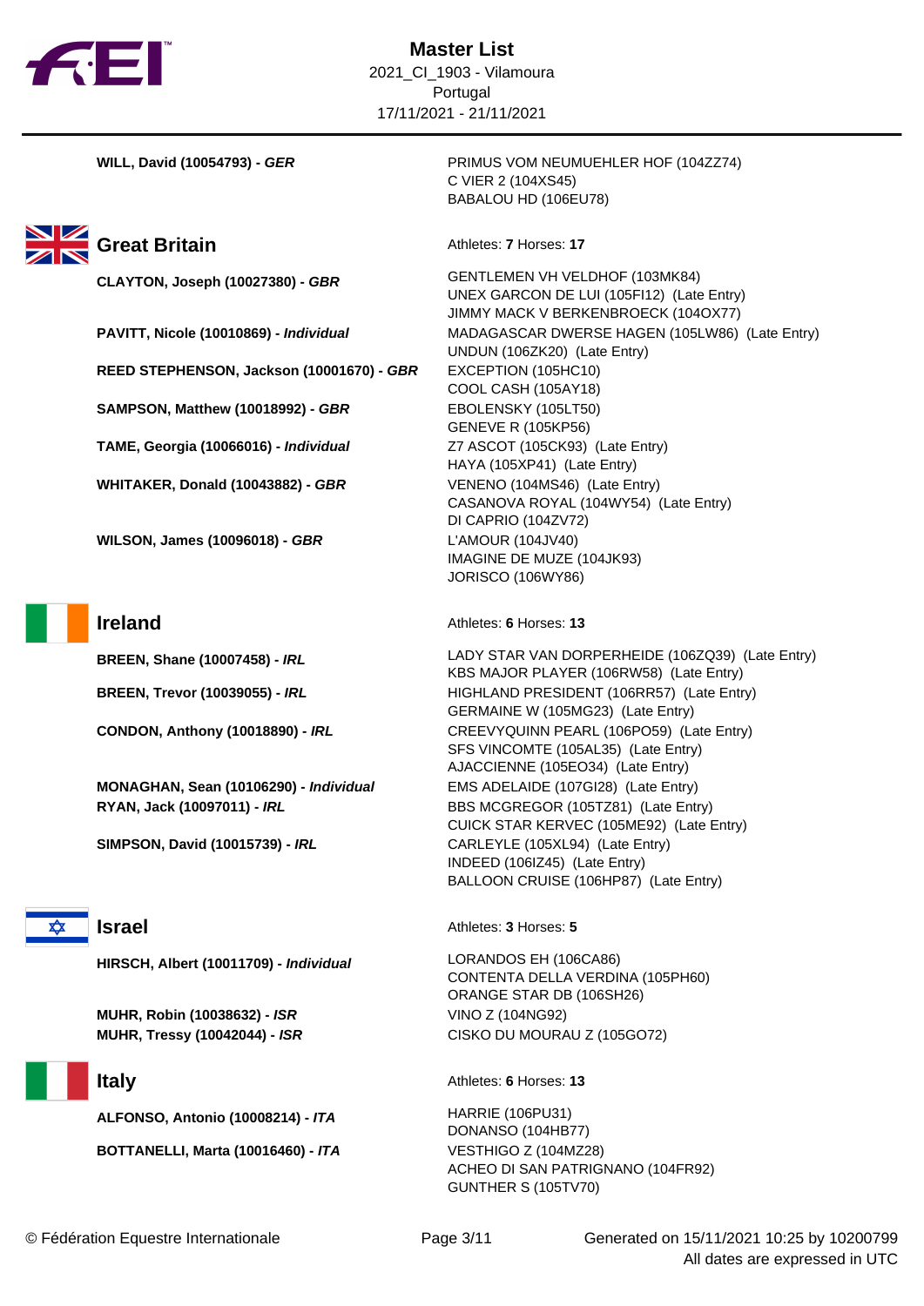**WILL, David (10054793) - *GER***

- PRIMUS VOM NEUMUEHLER HOF (104ZZ74)
- C VIER 2 (104XS45)
- BABALOU HD (106EU78)

## Great Britain

Athletes: **7** Horses: **17**

**CLAYTON, Joseph (10027380) - *GBR***

- GENTLEMEN VH VELDHOF (103MK84)
- UNEX GARCON DE LUI (105FI12) (Late Entry)
- JIMMY MACK V BERKENBROECK (104OX77)

**PAVITT, Nicole (10010869) - *Individual***

- MADAGASCAR DWERSE HAGEN (105LW86) (Late Entry)
- UNDUN (106ZK20) (Late Entry)

**REED STEPHENSON, Jackson (10001670) - *GBR***

- EXCEPTION (105HC10)
- COOL CASH (105AY18)

**SAMPSON, Matthew (10018992) - *GBR***

- EBOLENSKY (105LT50)
- GENEVE R (105KP56)

**TAME, Georgia (10066016) - *Individual***

- Z7 ASCOT (105CK93) (Late Entry)
- HAYA (105XP41) (Late Entry)

**WHITAKER, Donald (10043882) - *GBR***

- VENENO (104MS46) (Late Entry)
- CASANOVA ROYAL (104WY54) (Late Entry)
- DI CAPRIO (104ZV72)

**WILSON, James (10096018) - *GBR***

- L'AMOUR (104JV40)
- IMAGINE DE MUZE (104JK93)
- JORISCO (106WY86)

## Ireland

Athletes: **6** Horses: **13**

**BREEN, Shane (10007458) - *IRL***

- LADY STAR VAN DORPERHEIDE (106ZQ39) (Late Entry)
- KBS MAJOR PLAYER (106RW58) (Late Entry)

**BREEN, Trevor (10039055) - *IRL***

- HIGHLAND PRESIDENT (106RR57) (Late Entry)
- GERMAINE W (105MG23) (Late Entry)

**CONDON, Anthony (10018890) - *IRL***

- CREEVYQUINN PEARL (106PO59) (Late Entry)
- SFS VINCOMTE (105AL35) (Late Entry)
- AJACCIENNE (105EO34) (Late Entry)

**MONAGHAN, Sean (10106290) - *Individual***

- EMS ADELAIDE (107GI28) (Late Entry)

**RYAN, Jack (10097011) - *IRL***

- BBS MCGREGOR (105TZ81) (Late Entry)
- CUICK STAR KERVEC (105ME92) (Late Entry)

**SIMPSON, David (10015739) - *IRL***

- CARLEYLE (105XL94) (Late Entry)
- INDEED (106IZ45) (Late Entry)
- BALLOON CRUISE (106HP87) (Late Entry)

## Israel

Athletes: **3** Horses: **5**

**HIRSCH, Albert (10011709) - *Individual***

- LORANDOS EH (106CA86)
- CONTENTA DELLA VERDINA (105PH60)
- ORANGE STAR DB (106SH26)

**MUHR, Robin (10038632) - *ISR***

- VINO Z (104NG92)

**MUHR, Tressy (10042044) - *ISR***

- CISKO DU MOURAU Z (105GO72)

## Italy

Athletes: **6** Horses: **13**

**ALFONSO, Antonio (10008214) - *ITA***

- HARRIE (106PU31)
- DONANSO (104HB77)

**BOTTANELLI, Marta (10016460) - *ITA***

- VESTHIGO Z (104MZ28)
- ACHEO DI SAN PATRIGNANO (104FR92)
- GUNTHER S (105TV70)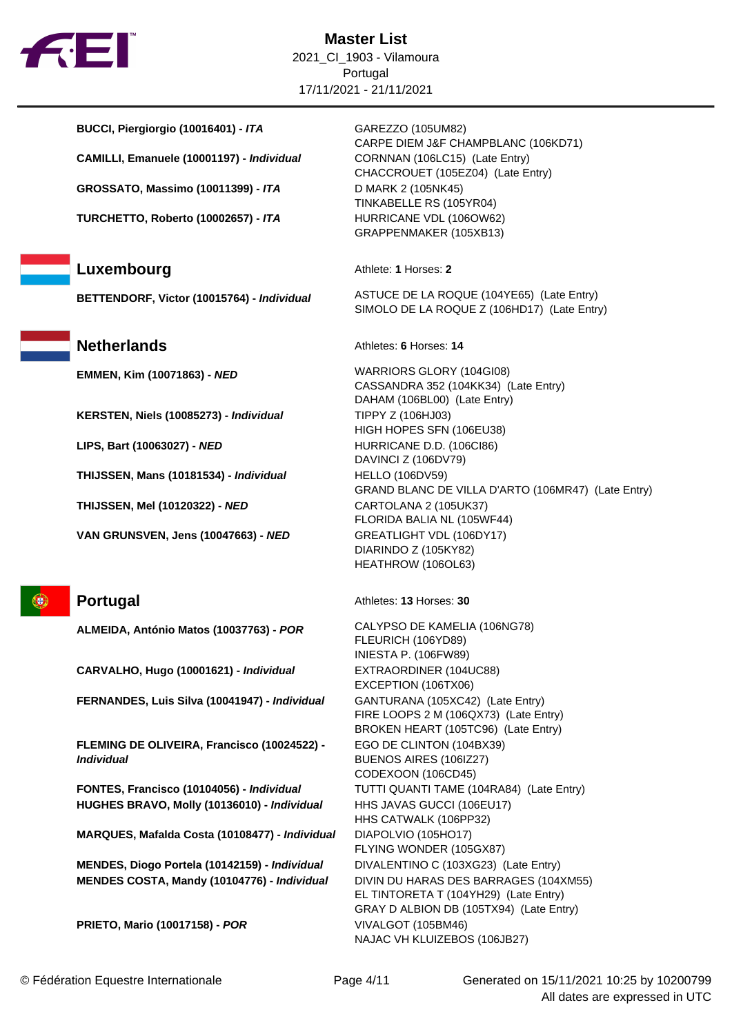# Master List

2021_CI_1903 - Vilamoura
Portugal
17/11/2021 - 21/11/2021

| Athlete | Horses |
|---|---|
| **BUCCI, Piergiorgio (10016401) - *ITA*** | GAREZZO (105UM82)<br>CARPE DIEM J&F CHAMPBLANC (106KD71) |
| **CAMILLI, Emanuele (10001197) - *Individual*** | CORNNAN (106LC15) (Late Entry)<br>CHACCROUET (105EZ04) (Late Entry) |
| **GROSSATO, Massimo (10011399) - *ITA*** | D MARK 2 (105NK45)<br>TINKABELLE RS (105YR04) |
| **TURCHETTO, Roberto (10002657) - *ITA*** | HURRICANE VDL (106OW62)<br>GRAPPENMAKER (105XB13) |

## Luxembourg

Athlete: **1** Horses: **2**

| Athlete | Horses |
|---|---|
| **BETTENDORF, Victor (10015764) - *Individual*** | ASTUCE DE LA ROQUE (104YE65) (Late Entry)<br>SIMOLO DE LA ROQUE Z (106HD17) (Late Entry) |

## Netherlands

Athletes: **6** Horses: **14**

| Athlete | Horses |
|---|---|
| **EMMEN, Kim (10071863) - *NED*** | WARRIORS GLORY (104GI08)<br>CASSANDRA 352 (104KK34) (Late Entry)<br>DAHAM (106BL00) (Late Entry) |
| **KERSTEN, Niels (10085273) - *Individual*** | TIPPY Z (106HJ03)<br>HIGH HOPES SFN (106EU38) |
| **LIPS, Bart (10063027) - *NED*** | HURRICANE D.D. (106CI86)<br>DAVINCI Z (106DV79) |
| **THIJSSEN, Mans (10181534) - *Individual*** | HELLO (106DV59)<br>GRAND BLANC DE VILLA D'ARTO (106MR47) (Late Entry) |
| **THIJSSEN, Mel (10120322) - *NED*** | CARTOLANA 2 (105UK37)<br>FLORIDA BALIA NL (105WF44) |
| **VAN GRUNSVEN, Jens (10047663) - *NED*** | GREATLIGHT VDL (106DY17)<br>DIARINDO Z (105KY82)<br>HEATHROW (106OL63) |

## Portugal

Athletes: **13** Horses: **30**

| Athlete | Horses |
|---|---|
| **ALMEIDA, António Matos (10037763) - *POR*** | CALYPSO DE KAMELIA (106NG78)<br>FLEURICH (106YD89)<br>INIESTA P. (106FW89) |
| **CARVALHO, Hugo (10001621) - *Individual*** | EXTRAORDINER (104UC88)<br>EXCEPTION (106TX06) |
| **FERNANDES, Luis Silva (10041947) - *Individual*** | GANTURANA (105XC42) (Late Entry)<br>FIRE LOOPS 2 M (106QX73) (Late Entry)<br>BROKEN HEART (105TC96) (Late Entry) |
| **FLEMING DE OLIVEIRA, Francisco (10024522) - *Individual*** | EGO DE CLINTON (104BX39)<br>BUENOS AIRES (106IZ27)<br>CODEXOON (106CD45) |
| **FONTES, Francisco (10104056) - *Individual*** | TUTTI QUANTI TAME (104RA84) (Late Entry) |
| **HUGHES BRAVO, Molly (10136010) - *Individual*** | HHS JAVAS GUCCI (106EU17)<br>HHS CATWALK (106PP32) |
| **MARQUES, Mafalda Costa (10108477) - *Individual*** | DIAPOLVIO (105HO17)<br>FLYING WONDER (105GX87) |
| **MENDES, Diogo Portela (10142159) - *Individual*** | DIVALENTINO C (103XG23) (Late Entry) |
| **MENDES COSTA, Mandy (10104776) - *Individual*** | DIVIN DU HARAS DES BARRAGES (104XM55)<br>EL TINTORETA T (104YH29) (Late Entry)<br>GRAY D ALBION DB (105TX94) (Late Entry) |
| **PRIETO, Mario (10017158) - *POR*** | VIVALGOT (105BM46)<br>NAJAC VH KLUIZEBOS (106JB27) |

© Fédération Equestre Internationale — Generated on 15/11/2021 10:25 by 10200799 — All dates are expressed in UTC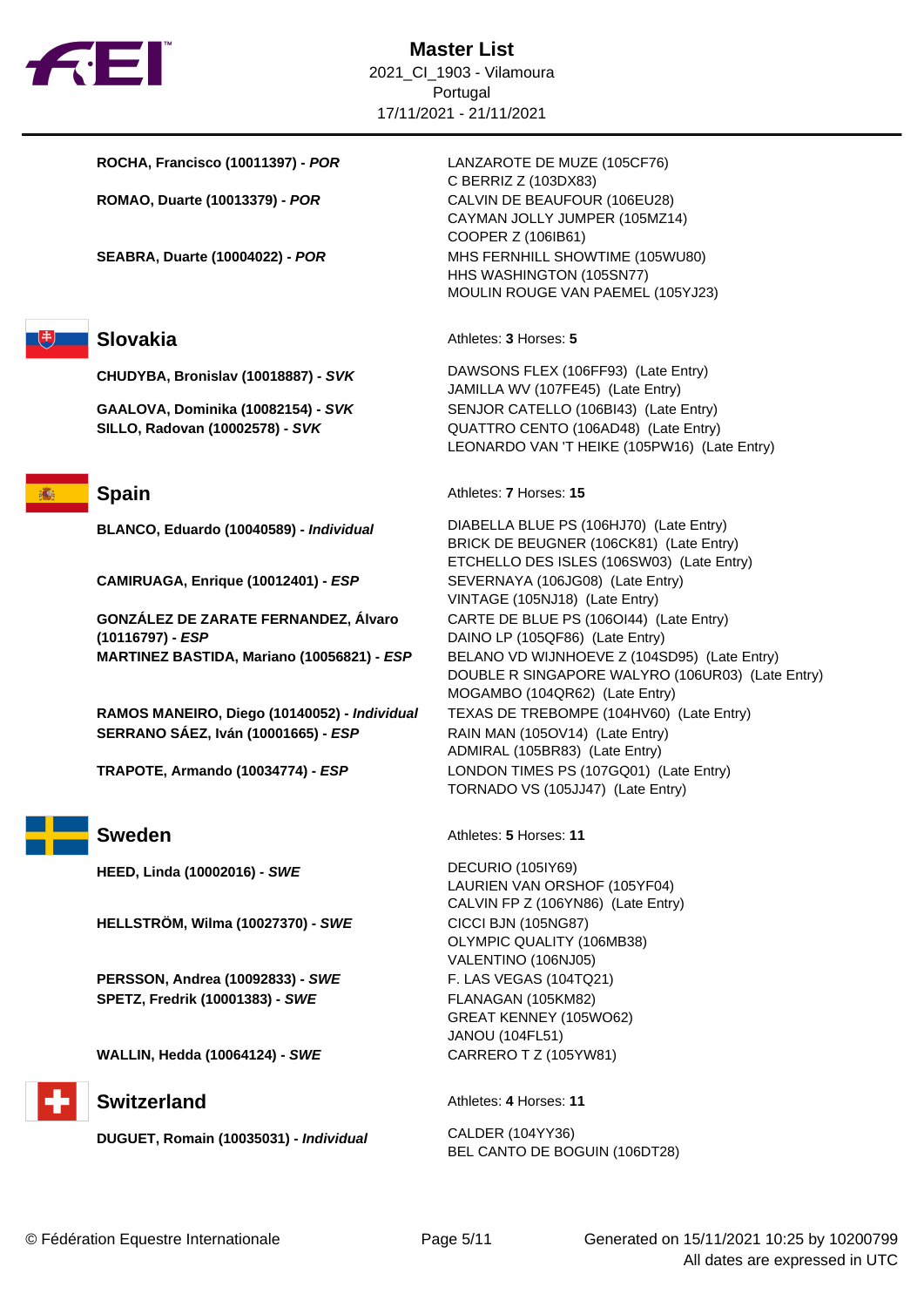# Master List

2021_CI_1903 - Vilamoura
Portugal
17/11/2021 - 21/11/2021

| Athlete | Horses |
| --- | --- |
| **ROCHA, Francisco (10011397) - *POR*** | LANZAROTE DE MUZE (105CF76)<br>C BERRIZ Z (103DX83) |
| **ROMAO, Duarte (10013379) - *POR*** | CALVIN DE BEAUFOUR (106EU28)<br>CAYMAN JOLLY JUMPER (105MZ14)<br>COOPER Z (106IB61) |
| **SEABRA, Duarte (10004022) - *POR*** | MHS FERNHILL SHOWTIME (105WU80)<br>HHS WASHINGTON (105SN77)<br>MOULIN ROUGE VAN PAEMEL (105YJ23) |

## Slovakia

Athletes: **3** Horses: **5**

| Athlete | Horses |
| --- | --- |
| **CHUDYBA, Bronislav (10018887) - *SVK*** | DAWSONS FLEX (106FF93) (Late Entry)<br>JAMILLA WV (107FE45) (Late Entry) |
| **GAALOVA, Dominika (10082154) - *SVK*** | SENJOR CATELLO (106BI43) (Late Entry) |
| **SILLO, Radovan (10002578) - *SVK*** | QUATTRO CENTO (106AD48) (Late Entry)<br>LEONARDO VAN 'T HEIKE (105PW16) (Late Entry) |

## Spain

Athletes: **7** Horses: **15**

| Athlete | Horses |
| --- | --- |
| **BLANCO, Eduardo (10040589) - *Individual*** | DIABELLA BLUE PS (106HJ70) (Late Entry)<br>BRICK DE BEUGNER (106CK81) (Late Entry)<br>ETCHELLO DES ISLES (106SW03) (Late Entry) |
| **CAMIRUAGA, Enrique (10012401) - *ESP*** | SEVERNAYA (106JG08) (Late Entry)<br>VINTAGE (105NJ18) (Late Entry) |
| **GONZÁLEZ DE ZARATE FERNANDEZ, Álvaro (10116797) - *ESP*** | CARTE DE BLUE PS (106OI44) (Late Entry)<br>DAINO LP (105QF86) (Late Entry) |
| **MARTINEZ BASTIDA, Mariano (10056821) - *ESP*** | BELANO VD WIJNHOEVE Z (104SD95) (Late Entry)<br>DOUBLE R SINGAPORE WALYRO (106UR03) (Late Entry)<br>MOGAMBO (104QR62) (Late Entry) |
| **RAMOS MANEIRO, Diego (10140052) - *Individual*** | TEXAS DE TREBOMPE (104HV60) (Late Entry) |
| **SERRANO SÁEZ, Iván (10001665) - *ESP*** | RAIN MAN (105OV14) (Late Entry)<br>ADMIRAL (105BR83) (Late Entry) |
| **TRAPOTE, Armando (10034774) - *ESP*** | LONDON TIMES PS (107GQ01) (Late Entry)<br>TORNADO VS (105JJ47) (Late Entry) |

## Sweden

Athletes: **5** Horses: **11**

| Athlete | Horses |
| --- | --- |
| **HEED, Linda (10002016) - *SWE*** | DECURIO (105IY69)<br>LAURIEN VAN ORSHOF (105YF04)<br>CALVIN FP Z (106YN86) (Late Entry) |
| **HELLSTRÖM, Wilma (10027370) - *SWE*** | CICCI BJN (105NG87)<br>OLYMPIC QUALITY (106MB38)<br>VALENTINO (106NJ05) |
| **PERSSON, Andrea (10092833) - *SWE*** | F. LAS VEGAS (104TQ21) |
| **SPETZ, Fredrik (10001383) - *SWE*** | FLANAGAN (105KM82)<br>GREAT KENNEY (105WO62)<br>JANOU (104FL51) |
| **WALLIN, Hedda (10064124) - *SWE*** | CARRERO T Z (105YW81) |

## Switzerland

Athletes: **4** Horses: **11**

| Athlete | Horses |
| --- | --- |
| **DUGUET, Romain (10035031) - *Individual*** | CALDER (104YY36)<br>BEL CANTO DE BOGUIN (106DT28) |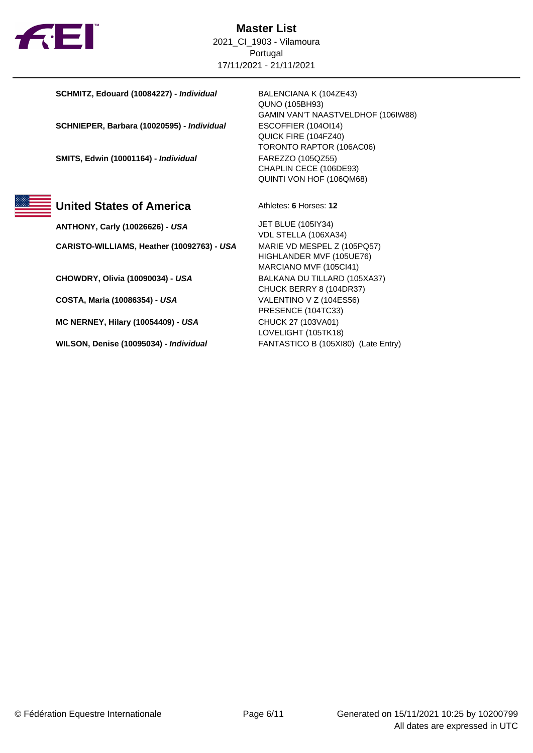| Athlete | Horses |
|---|---|
| **SCHMITZ, Edouard (10084227) - *Individual*** | BALENCIANA K (104ZE43)<br>QUNO (105BH93)<br>GAMIN VAN'T NAASTVELDHOF (106IW88) |
| **SCHNIEPER, Barbara (10020595) - *Individual*** | ESCOFFIER (104OI14)<br>QUICK FIRE (104FZ40)<br>TORONTO RAPTOR (106AC06) |
| **SMITS, Edwin (10001164) - *Individual*** | FAREZZO (105QZ55)<br>CHAPLIN CECE (106DE93)<br>QUINTI VON HOF (106QM68) |

## United States of America

Athletes: **6** Horses: **12**

| Athlete | Horses |
|---|---|
| **ANTHONY, Carly (10026626) - *USA*** | JET BLUE (105IY34)<br>VDL STELLA (106XA34) |
| **CARISTO-WILLIAMS, Heather (10092763) - *USA*** | MARIE VD MESPEL Z (105PQ57)<br>HIGHLANDER MVF (105UE76)<br>MARCIANO MVF (105CI41) |
| **CHOWDRY, Olivia (10090034) - *USA*** | BALKANA DU TILLARD (105XA37)<br>CHUCK BERRY 8 (104DR37) |
| **COSTA, Maria (10086354) - *USA*** | VALENTINO V Z (104ES56)<br>PRESENCE (104TC33) |
| **MC NERNEY, Hilary (10054409) - *USA*** | CHUCK 27 (103VA01)<br>LOVELIGHT (105TK18) |
| **WILSON, Denise (10095034) - *Individual*** | FANTASTICO B (105XI80) (Late Entry) |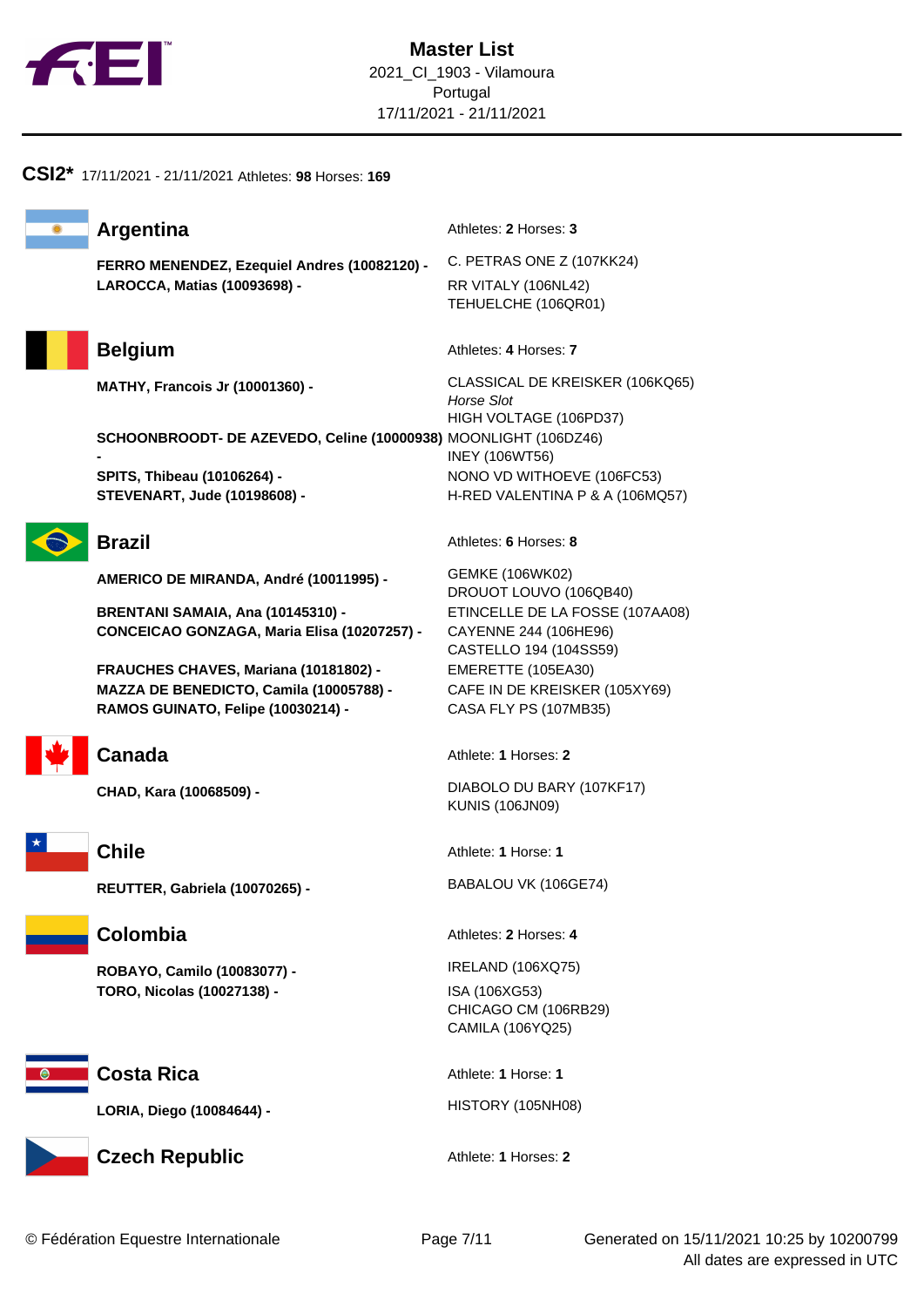# Master List

2021_CI_1903 - Vilamoura
Portugal
17/11/2021 - 21/11/2021

## CSI2* 17/11/2021 - 21/11/2021 Athletes: **98** Horses: **169**

### Argentina

Athletes: **2** Horses: **3**

| Athlete | Horses |
| --- | --- |
| **FERRO MENENDEZ, Ezequiel Andres (10082120) -** | C. PETRAS ONE Z (107KK24) |
| **LAROCCA, Matias (10093698) -** | RR VITALY (106NL42)<br>TEHUELCHE (106QR01) |

### Belgium

Athletes: **4** Horses: **7**

| Athlete | Horses |
| --- | --- |
| **MATHY, Francois Jr (10001360) -** | CLASSICAL DE KREISKER (106KQ65)<br>*Horse Slot*<br>HIGH VOLTAGE (106PD37) |
| **SCHOONBROODT- DE AZEVEDO, Celine (10000938) -** | MOONLIGHT (106DZ46)<br>INEY (106WT56) |
| **SPITS, Thibeau (10106264) -** | NONO VD WITHOEVE (106FC53) |
| **STEVENART, Jude (10198608) -** | H-RED VALENTINA P & A (106MQ57) |

### Brazil

Athletes: **6** Horses: **8**

| Athlete | Horses |
| --- | --- |
| **AMERICO DE MIRANDA, André (10011995) -** | GEMKE (106WK02)<br>DROUOT LOUVO (106QB40) |
| **BRENTANI SAMAIA, Ana (10145310) -** | ETINCELLE DE LA FOSSE (107AA08) |
| **CONCEICAO GONZAGA, Maria Elisa (10207257) -** | CAYENNE 244 (106HE96)<br>CASTELLO 194 (104SS59) |
| **FRAUCHES CHAVES, Mariana (10181802) -** | EMERETTE (105EA30) |
| **MAZZA DE BENEDICTO, Camila (10005788) -** | CAFE IN DE KREISKER (105XY69) |
| **RAMOS GUINATO, Felipe (10030214) -** | CASA FLY PS (107MB35) |

### Canada

Athlete: **1** Horses: **2**

| Athlete | Horses |
| --- | --- |
| **CHAD, Kara (10068509) -** | DIABOLO DU BARY (107KF17)<br>KUNIS (106JN09) |

### Chile

Athlete: **1** Horse: **1**

| Athlete | Horses |
| --- | --- |
| **REUTTER, Gabriela (10070265) -** | BABALOU VK (106GE74) |

### Colombia

Athletes: **2** Horses: **4**

| Athlete | Horses |
| --- | --- |
| **ROBAYO, Camilo (10083077) -** | IRELAND (106XQ75) |
| **TORO, Nicolas (10027138) -** | ISA (106XG53)<br>CHICAGO CM (106RB29)<br>CAMILA (106YQ25) |

### Costa Rica

Athlete: **1** Horse: **1**

| Athlete | Horses |
| --- | --- |
| **LORIA, Diego (10084644) -** | HISTORY (105NH08) |

### Czech Republic

Athlete: **1** Horses: **2**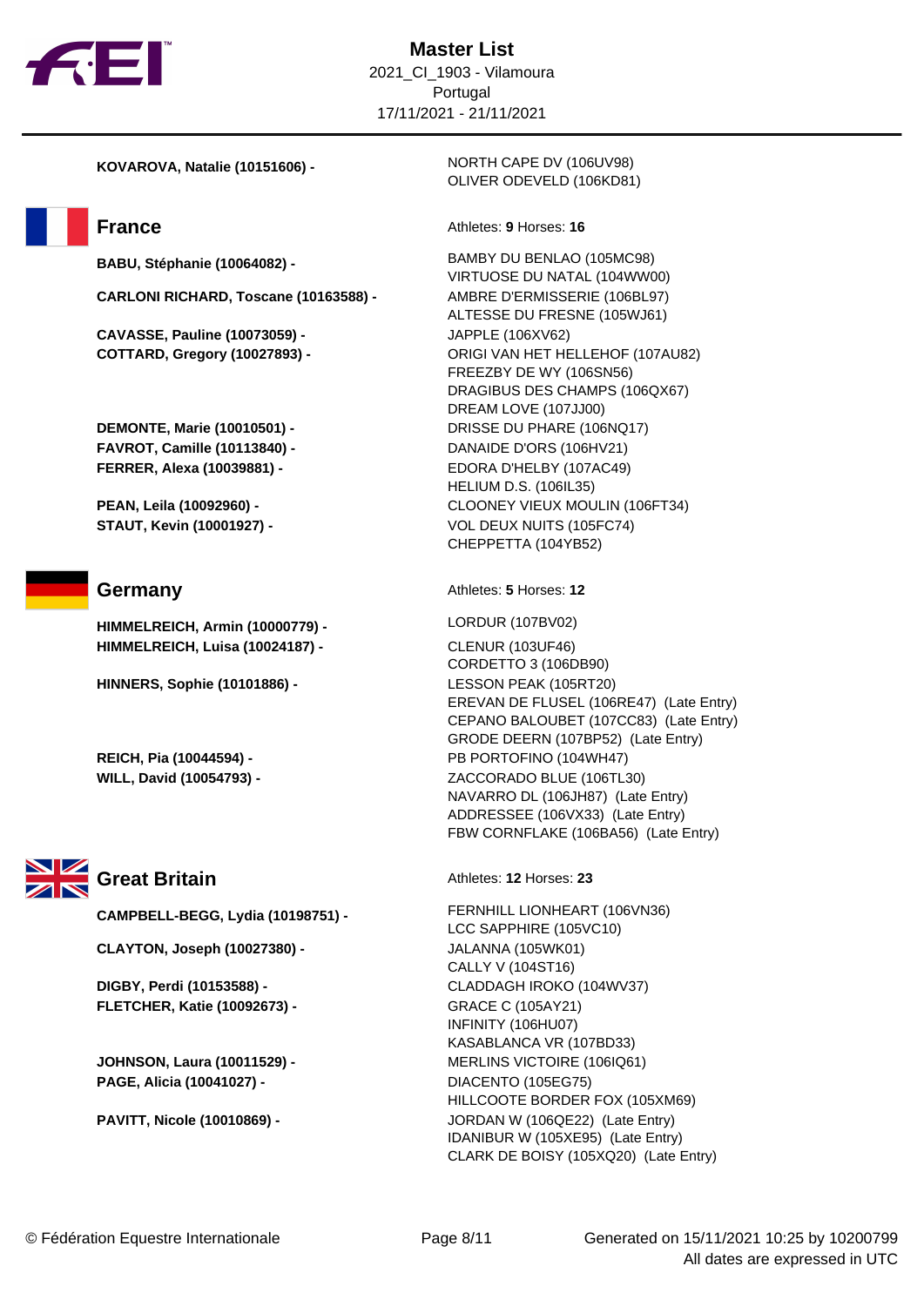# Master List

2021_CI_1903 - Vilamoura
Portugal
17/11/2021 - 21/11/2021

**KOVAROVA, Natalie (10151606) -**
NORTH CAPE DV (106UV98)
OLIVER ODEVELD (106KD81)

## France

Athletes: **9** Horses: **16**

**BABU, Stéphanie (10064082) -**
BAMBY DU BENLAO (105MC98)
VIRTUOSE DU NATAL (104WW00)

**CARLONI RICHARD, Toscane (10163588) -**
AMBRE D'ERMISSERIE (106BL97)
ALTESSE DU FRESNE (105WJ61)

**CAVASSE, Pauline (10073059) -**
JAPPLE (106XV62)

**COTTARD, Gregory (10027893) -**
ORIGI VAN HET HELLEHOF (107AU82)
FREEZBY DE WY (106SN56)
DRAGIBUS DES CHAMPS (106QX67)
DREAM LOVE (107JJ00)

**DEMONTE, Marie (10010501) -**
DRISSE DU PHARE (106NQ17)

**FAVROT, Camille (10113840) -**
DANAIDE D'ORS (106HV21)

**FERRER, Alexa (10039881) -**
EDORA D'HELBY (107AC49)
HELIUM D.S. (106IL35)

**PEAN, Leila (10092960) -**
CLOONEY VIEUX MOULIN (106FT34)

**STAUT, Kevin (10001927) -**
VOL DEUX NUITS (105FC74)
CHEPPETTA (104YB52)

## Germany

Athletes: **5** Horses: **12**

**HIMMELREICH, Armin (10000779) -**
LORDUR (107BV02)

**HIMMELREICH, Luisa (10024187) -**
CLENUR (103UF46)
CORDETTO 3 (106DB90)

**HINNERS, Sophie (10101886) -**
LESSON PEAK (105RT20)
EREVAN DE FLUSEL (106RE47) (Late Entry)
CEPANO BALOUBET (107CC83) (Late Entry)
GRODE DEERN (107BP52) (Late Entry)

**REICH, Pia (10044594) -**
PB PORTOFINO (104WH47)

**WILL, David (10054793) -**
ZACCORADO BLUE (106TL30)
NAVARRO DL (106JH87) (Late Entry)
ADDRESSEE (106VX33) (Late Entry)
FBW CORNFLAKE (106BA56) (Late Entry)

## Great Britain

Athletes: **12** Horses: **23**

**CAMPBELL-BEGG, Lydia (10198751) -**
FERNHILL LIONHEART (106VN36)
LCC SAPPHIRE (105VC10)

**CLAYTON, Joseph (10027380) -**
JALANNA (105WK01)
CALLY V (104ST16)

**DIGBY, Perdi (10153588) -**
CLADDAGH IROKO (104WV37)

**FLETCHER, Katie (10092673) -**
GRACE C (105AY21)
INFINITY (106HU07)
KASABLANCA VR (107BD33)

**JOHNSON, Laura (10011529) -**
MERLINS VICTOIRE (106IQ61)

**PAGE, Alicia (10041027) -**
DIACENTO (105EG75)
HILLCOOTE BORDER FOX (105XM69)

**PAVITT, Nicole (10010869) -**
JORDAN W (106QE22) (Late Entry)
IDANIBUR W (105XE95) (Late Entry)
CLARK DE BOISY (105XQ20) (Late Entry)

© Fédération Equestre Internationale — Generated on 15/11/2021 10:25 by 10200799 — All dates are expressed in UTC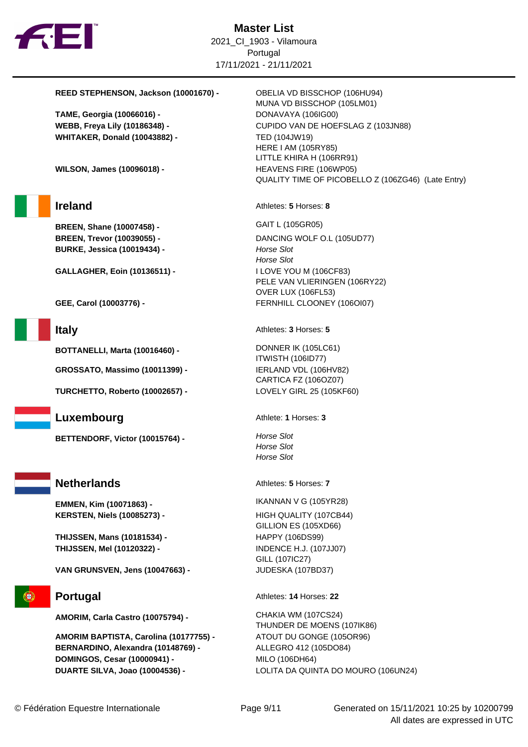# Master List

2021_CI_1903 - Vilamoura
Portugal
17/11/2021 - 21/11/2021

| Athlete | Horses |
|---|---|
| **REED STEPHENSON, Jackson (10001670) -** | OBELIA VD BISSCHOP (106HU94)<br>MUNA VD BISSCHOP (105LM01) |
| **TAME, Georgia (10066016) -** | DONAVAYA (106IG00) |
| **WEBB, Freya Lily (10186348) -** | CUPIDO VAN DE HOEFSLAG Z (103JN88) |
| **WHITAKER, Donald (10043882) -** | TED (104JW19)<br>HERE I AM (105RY85)<br>LITTLE KHIRA H (106RR91) |
| **WILSON, James (10096018) -** | HEAVENS FIRE (106WP05)<br>QUALITY TIME OF PICOBELLO Z (106ZG46) (Late Entry) |

## Ireland

Athletes: **5** Horses: **8**

| Athlete | Horses |
|---|---|
| **BREEN, Shane (10007458) -** | GAIT L (105GR05) |
| **BREEN, Trevor (10039055) -** | DANCING WOLF O.L (105UD77) |
| **BURKE, Jessica (10019434) -** | *Horse Slot*<br>*Horse Slot* |
| **GALLAGHER, Eoin (10136511) -** | I LOVE YOU M (106CF83)<br>PELE VAN VLIERINGEN (106RY22)<br>OVER LUX (106FL53) |
| **GEE, Carol (10003776) -** | FERNHILL CLOONEY (106OI07) |

## Italy

Athletes: **3** Horses: **5**

| Athlete | Horses |
|---|---|
| **BOTTANELLI, Marta (10016460) -** | DONNER IK (105LC61)<br>ITWISTH (106ID77) |
| **GROSSATO, Massimo (10011399) -** | IERLAND VDL (106HV82)<br>CARTICA FZ (106OZ07) |
| **TURCHETTO, Roberto (10002657) -** | LOVELY GIRL 25 (105KF60) |

## Luxembourg

Athlete: **1** Horses: **3**

| Athlete | Horses |
|---|---|
| **BETTENDORF, Victor (10015764) -** | *Horse Slot*<br>*Horse Slot*<br>*Horse Slot* |

## Netherlands

Athletes: **5** Horses: **7**

| Athlete | Horses |
|---|---|
| **EMMEN, Kim (10071863) -** | IKANNAN V G (105YR28) |
| **KERSTEN, Niels (10085273) -** | HIGH QUALITY (107CB44)<br>GILLION ES (105XD66) |
| **THIJSSEN, Mans (10181534) -** | HAPPY (106DS99) |
| **THIJSSEN, Mel (10120322) -** | INDENCE H.J. (107JJ07)<br>GILL (107IC27) |
| **VAN GRUNSVEN, Jens (10047663) -** | JUDESKA (107BD37) |

## Portugal

Athletes: **14** Horses: **22**

| Athlete | Horses |
|---|---|
| **AMORIM, Carla Castro (10075794) -** | CHAKIA WM (107CS24)<br>THUNDER DE MOENS (107IK86) |
| **AMORIM BAPTISTA, Carolina (10177755) -** | ATOUT DU GONGE (105OR96) |
| **BERNARDINO, Alexandra (10148769) -** | ALLEGRO 412 (105DO84) |
| **DOMINGOS, Cesar (10000941) -** | MILO (106DH64) |
| **DUARTE SILVA, Joao (10004536) -** | LOLITA DA QUINTA DO MOURO (106UN24) |

© Fédération Equestre Internationale — Generated on 15/11/2021 10:25 by 10200799. All dates are expressed in UTC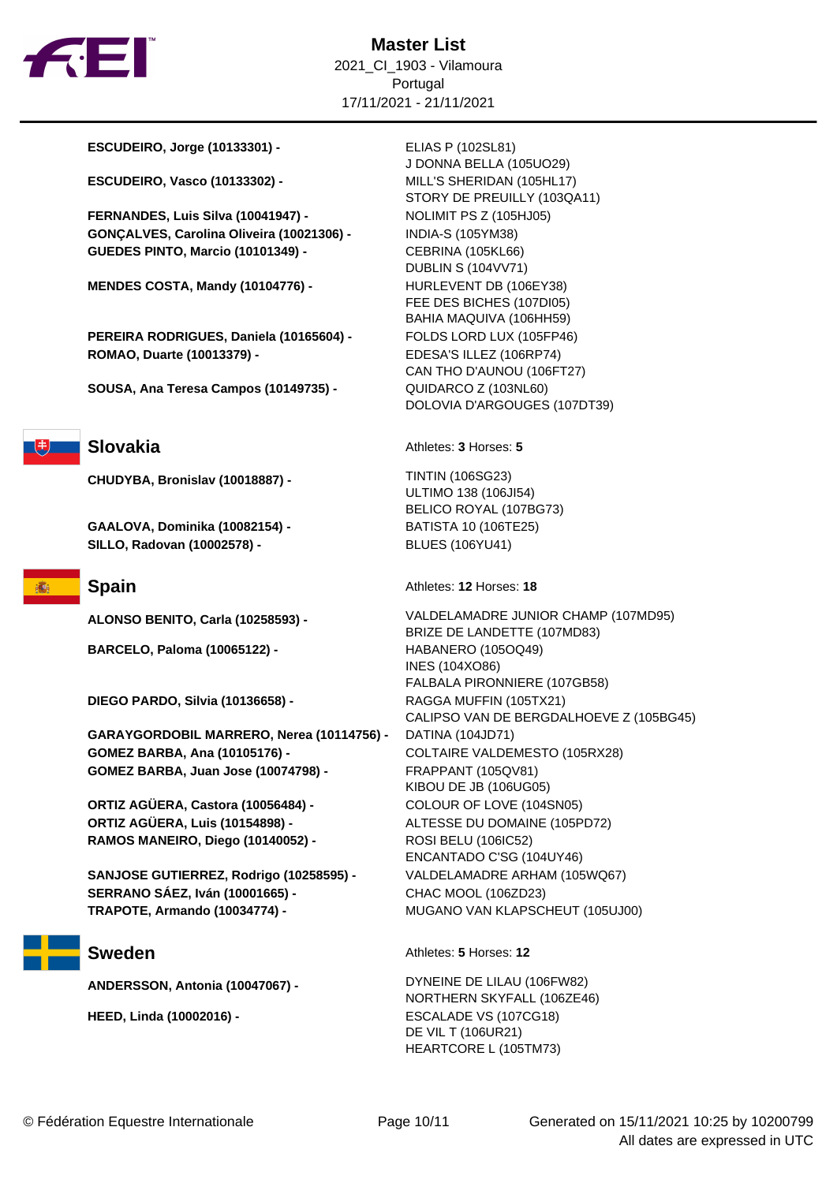# Master List

2021_CI_1903 - Vilamoura
Portugal
17/11/2021 - 21/11/2021

| Athlete | Horses |
|---|---|
| **ESCUDEIRO, Jorge (10133301) -** | ELIAS P (102SL81)<br>J DONNA BELLA (105UO29) |
| **ESCUDEIRO, Vasco (10133302) -** | MILL'S SHERIDAN (105HL17)<br>STORY DE PREUILLY (103QA11) |
| **FERNANDES, Luis Silva (10041947) -** | NOLIMIT PS Z (105HJ05) |
| **GONÇALVES, Carolina Oliveira (10021306) -** | INDIA-S (105YM38) |
| **GUEDES PINTO, Marcio (10101349) -** | CEBRINA (105KL66)<br>DUBLIN S (104VV71) |
| **MENDES COSTA, Mandy (10104776) -** | HURLEVENT DB (106EY38)<br>FEE DES BICHES (107DI05)<br>BAHIA MAQUIVA (106HH59) |
| **PEREIRA RODRIGUES, Daniela (10165604) -** | FOLDS LORD LUX (105FP46) |
| **ROMAO, Duarte (10013379) -** | EDESA'S ILLEZ (106RP74)<br>CAN THO D'AUNOU (106FT27) |
| **SOUSA, Ana Teresa Campos (10149735) -** | QUIDARCO Z (103NL60)<br>DOLOVIA D'ARGOUGES (107DT39) |

## Slovakia

Athletes: **3** Horses: **5**

| Athlete | Horses |
|---|---|
| **CHUDYBA, Bronislav (10018887) -** | TINTIN (106SG23)<br>ULTIMO 138 (106JI54)<br>BELICO ROYAL (107BG73) |
| **GAALOVA, Dominika (10082154) -** | BATISTA 10 (106TE25) |
| **SILLO, Radovan (10002578) -** | BLUES (106YU41) |

## Spain

Athletes: **12** Horses: **18**

| Athlete | Horses |
|---|---|
| **ALONSO BENITO, Carla (10258593) -** | VALDELAMADRE JUNIOR CHAMP (107MD95)<br>BRIZE DE LANDETTE (107MD83) |
| **BARCELO, Paloma (10065122) -** | HABANERO (105OQ49)<br>INES (104XO86)<br>FALBALA PIRONNIERE (107GB58) |
| **DIEGO PARDO, Silvia (10136658) -** | RAGGA MUFFIN (105TX21)<br>CALIPSO VAN DE BERGDALHOEVE Z (105BG45) |
| **GARAYGORDOBIL MARRERO, Nerea (10114756) -** | DATINA (104JD71) |
| **GOMEZ BARBA, Ana (10105176) -** | COLTAIRE VALDEMESTO (105RX28) |
| **GOMEZ BARBA, Juan Jose (10074798) -** | FRAPPANT (105QV81)<br>KIBOU DE JB (106UG05) |
| **ORTIZ AGÜERA, Castora (10056484) -** | COLOUR OF LOVE (104SN05) |
| **ORTIZ AGÜERA, Luis (10154898) -** | ALTESSE DU DOMAINE (105PD72) |
| **RAMOS MANEIRO, Diego (10140052) -** | ROSI BELU (106IC52)<br>ENCANTADO C'SG (104UY46) |
| **SANJOSE GUTIERREZ, Rodrigo (10258595) -** | VALDELAMADRE ARHAM (105WQ67) |
| **SERRANO SÁEZ, Iván (10001665) -** | CHAC MOOL (106ZD23) |
| **TRAPOTE, Armando (10034774) -** | MUGANO VAN KLAPSCHEUT (105UJ00) |

## Sweden

Athletes: **5** Horses: **12**

| Athlete | Horses |
|---|---|
| **ANDERSSON, Antonia (10047067) -** | DYNEINE DE LILAU (106FW82)<br>NORTHERN SKYFALL (106ZE46) |
| **HEED, Linda (10002016) -** | ESCALADE VS (107CG18)<br>DE VIL T (106UR21)<br>HEARTCORE L (105TM73) |

© Fédération Equestre Internationale

Generated on 15/11/2021 10:25 by 10200799
All dates are expressed in UTC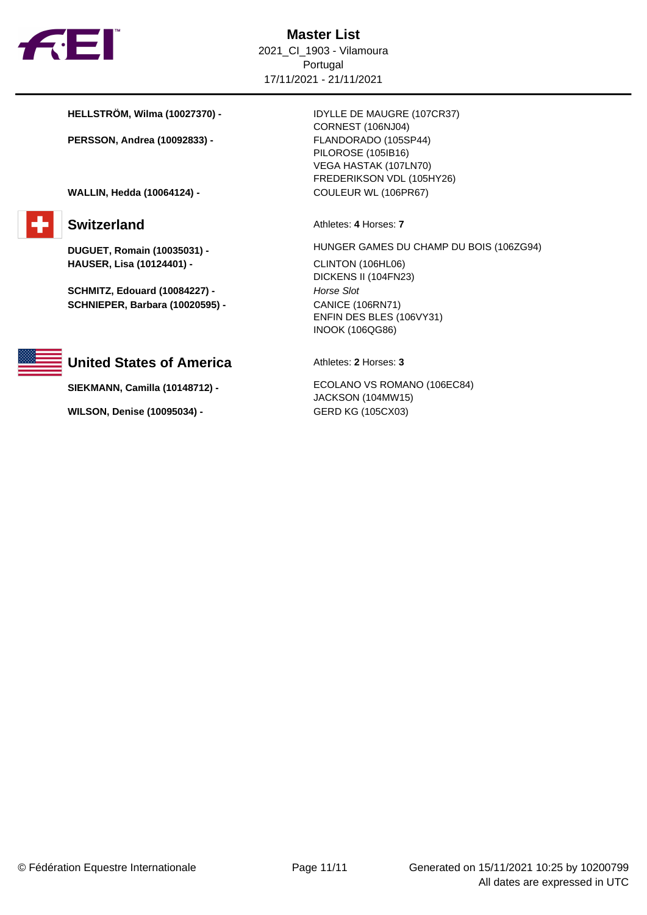# Master List

2021_CI_1903 - Vilamoura
Portugal
17/11/2021 - 21/11/2021

| | |
|---|---|
| **HELLSTRÖM, Wilma (10027370) -** | IDYLLE DE MAUGRE (107CR37) |
| | CORNEST (106NJ04) |
| **PERSSON, Andrea (10092833) -** | FLANDORADO (105SP44) |
| | PILOROSE (105IB16) |
| | VEGA HASTAK (107LN70) |
| | FREDERIKSON VDL (105HY26) |
| **WALLIN, Hedda (10064124) -** | COULEUR WL (106PR67) |

## Switzerland

Athletes: **4** Horses: **7**

| | |
|---|---|
| **DUGUET, Romain (10035031) -** | HUNGER GAMES DU CHAMP DU BOIS (106ZG94) |
| **HAUSER, Lisa (10124401) -** | CLINTON (106HL06) |
| | DICKENS II (104FN23) |
| **SCHMITZ, Edouard (10084227) -** | *Horse Slot* |
| **SCHNIEPER, Barbara (10020595) -** | CANICE (106RN71) |
| | ENFIN DES BLES (106VY31) |
| | INOOK (106QG86) |

## United States of America

Athletes: **2** Horses: **3**

| | |
|---|---|
| **SIEKMANN, Camilla (10148712) -** | ECOLANO VS ROMANO (106EC84) |
| | JACKSON (104MW15) |
| **WILSON, Denise (10095034) -** | GERD KG (105CX03) |

© Fédération Equestre Internationale

Generated on 15/11/2021 10:25 by 10200799
All dates are expressed in UTC